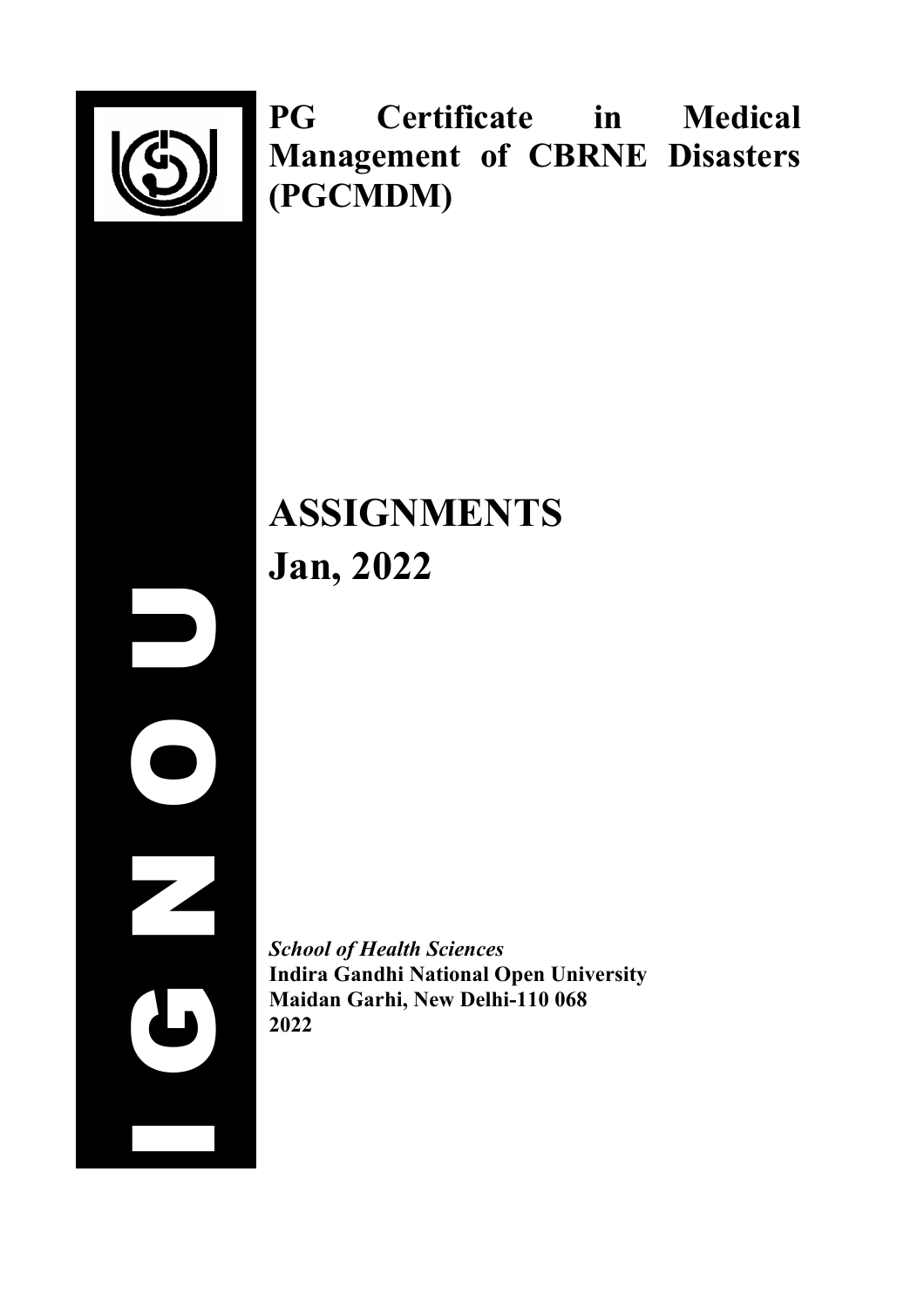# PG Certificate in Medical Management of CBRNE Disasters (PGCMDM)

# ASSIGNMENTS

# Jan, 2022

*School of Health Sciences*

**Indira Gandhi National Open University**

**Maidan Garhi, New Delhi-110 068**

**2022**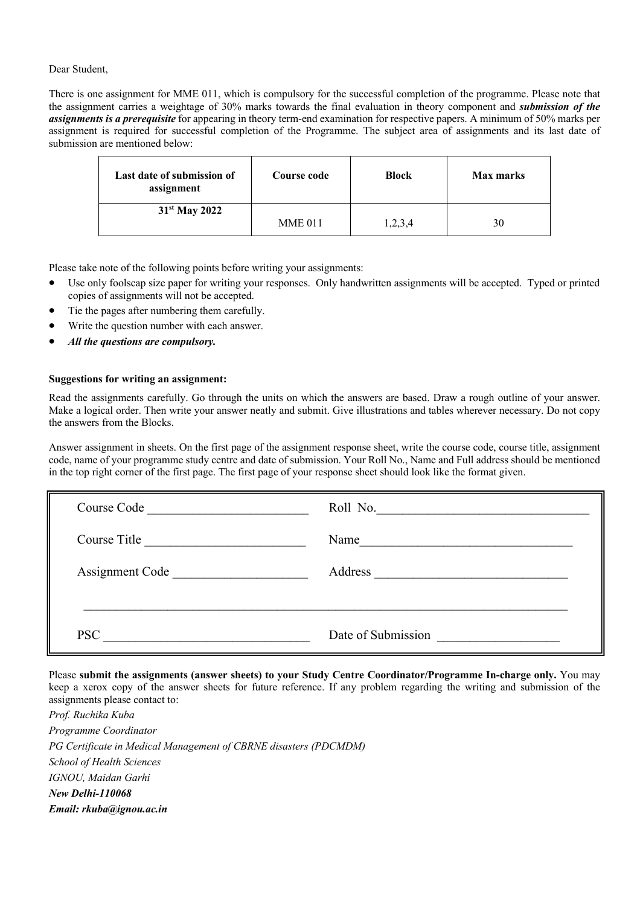Dear Student,

There is one assignment for MME 011, which is compulsory for the successful completion of the programme. Please note that the assignment carries a weightage of 30% marks towards the final evaluation in theory component and ***submission of the assignments is a prerequisite*** for appearing in theory term-end examination for respective papers. A minimum of 50% marks per assignment is required for successful completion of the Programme. The subject area of assignments and its last date of submission are mentioned below:

| Last date of submission of assignment | Course code | Block | Max marks |
| --- | --- | --- | --- |
| 31st May 2022 | MME 011 | 1,2,3,4 | 30 |

Please take note of the following points before writing your assignments:

- Use only foolscap size paper for writing your responses. Only handwritten assignments will be accepted. Typed or printed copies of assignments will not be accepted.
- Tie the pages after numbering them carefully.
- Write the question number with each answer.
- ***All the questions are compulsory.***

**Suggestions for writing an assignment:**

Read the assignments carefully. Go through the units on which the answers are based. Draw a rough outline of your answer. Make a logical order. Then write your answer neatly and submit. Give illustrations and tables wherever necessary. Do not copy the answers from the Blocks.

Answer assignment in sheets. On the first page of the assignment response sheet, write the course code, course title, assignment code, name of your programme study centre and date of submission. Your Roll No., Name and Full address should be mentioned in the top right corner of the first page. The first page of your response sheet should look like the format given.

| | |
| --- | --- |
| Course Code ____________________ | Roll No. ____________________ |
| Course Title ____________________ | Name ____________________ |
| Assignment Code ____________________ | Address ____________________ |
| ____________________ | ____________________ |
| PSC ____________________ | Date of Submission ____________________ |

Please **submit the assignments (answer sheets) to your Study Centre Coordinator/Programme In-charge only.** You may keep a xerox copy of the answer sheets for future reference. If any problem regarding the writing and submission of the assignments please contact to:

*Prof. Ruchika Kuba*
*Programme Coordinator*
*PG Certificate in Medical Management of CBRNE disasters (PDCMDM)*
*School of Health Sciences*
*IGNOU, Maidan Garhi*
***New Delhi-110068***
***Email: rkuba@ignou.ac.in***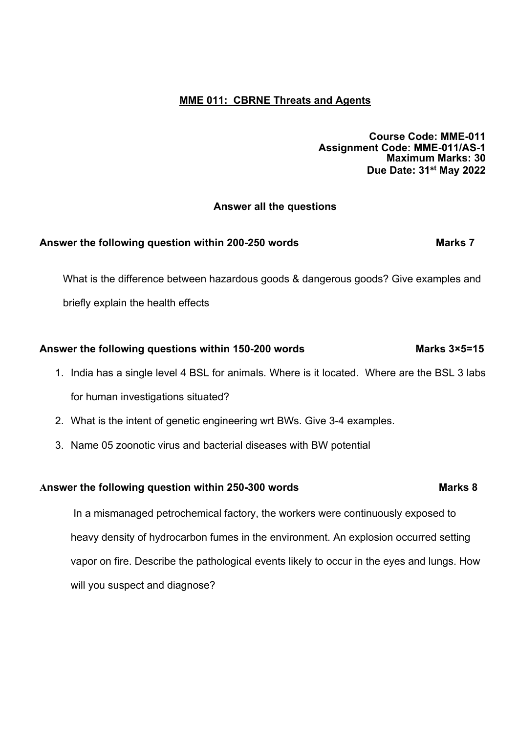## MME 011: CBRNE Threats and Agents

**Course Code: MME-011**
**Assignment Code: MME-011/AS-1**
**Maximum Marks: 30**
**Due Date: 31st May 2022**

**Answer all the questions**

**Answer the following question within 200-250 words** **Marks 7**

What is the difference between hazardous goods & dangerous goods? Give examples and briefly explain the health effects

**Answer the following questions within 150-200 words** **Marks 3×5=15**

1. India has a single level 4 BSL for animals. Where is it located. Where are the BSL 3 labs for human investigations situated?
2. What is the intent of genetic engineering wrt BWs. Give 3-4 examples.
3. Name 05 zoonotic virus and bacterial diseases with BW potential

**Answer the following question within 250-300 words** **Marks 8**

In a mismanaged petrochemical factory, the workers were continuously exposed to heavy density of hydrocarbon fumes in the environment. An explosion occurred setting vapor on fire. Describe the pathological events likely to occur in the eyes and lungs. How will you suspect and diagnose?